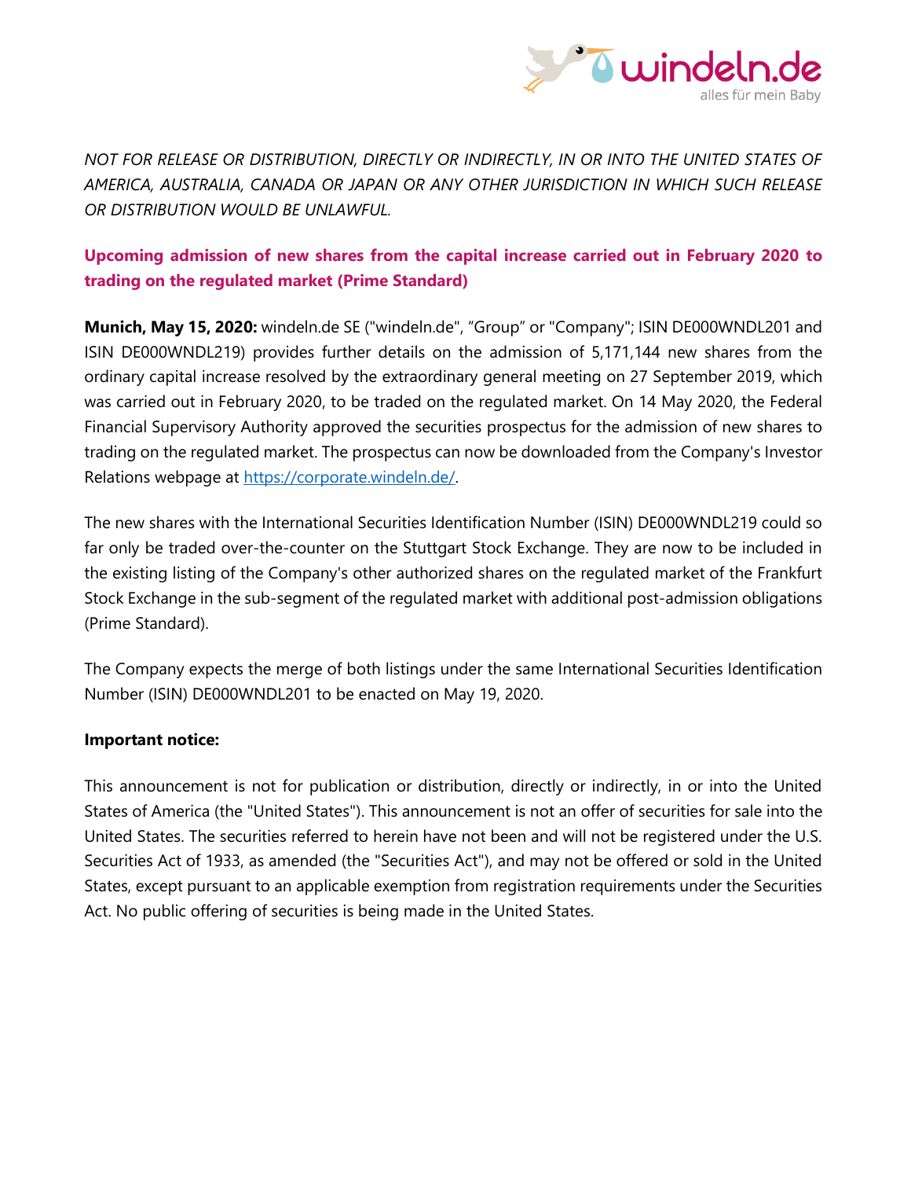*NOT FOR RELEASE OR DISTRIBUTION, DIRECTLY OR INDIRECTLY, IN OR INTO THE UNITED STATES OF AMERICA, AUSTRALIA, CANADA OR JAPAN OR ANY OTHER JURISDICTION IN WHICH SUCH RELEASE OR DISTRIBUTION WOULD BE UNLAWFUL.*

## Upcoming admission of new shares from the capital increase carried out in February 2020 to trading on the regulated market (Prime Standard)

**Munich, May 15, 2020:** windeln.de SE ("windeln.de", "Group" or "Company"; ISIN DE000WNDL201 and ISIN DE000WNDL219) provides further details on the admission of 5,171,144 new shares from the ordinary capital increase resolved by the extraordinary general meeting on 27 September 2019, which was carried out in February 2020, to be traded on the regulated market. On 14 May 2020, the Federal Financial Supervisory Authority approved the securities prospectus for the admission of new shares to trading on the regulated market. The prospectus can now be downloaded from the Company's Investor Relations webpage at [https://corporate.windeln.de/](https://corporate.windeln.de/).

The new shares with the International Securities Identification Number (ISIN) DE000WNDL219 could so far only be traded over-the-counter on the Stuttgart Stock Exchange. They are now to be included in the existing listing of the Company's other authorized shares on the regulated market of the Frankfurt Stock Exchange in the sub-segment of the regulated market with additional post-admission obligations (Prime Standard).

The Company expects the merge of both listings under the same International Securities Identification Number (ISIN) DE000WNDL201 to be enacted on May 19, 2020.

**Important notice:**

This announcement is not for publication or distribution, directly or indirectly, in or into the United States of America (the "United States"). This announcement is not an offer of securities for sale into the United States. The securities referred to herein have not been and will not be registered under the U.S. Securities Act of 1933, as amended (the "Securities Act"), and may not be offered or sold in the United States, except pursuant to an applicable exemption from registration requirements under the Securities Act. No public offering of securities is being made in the United States.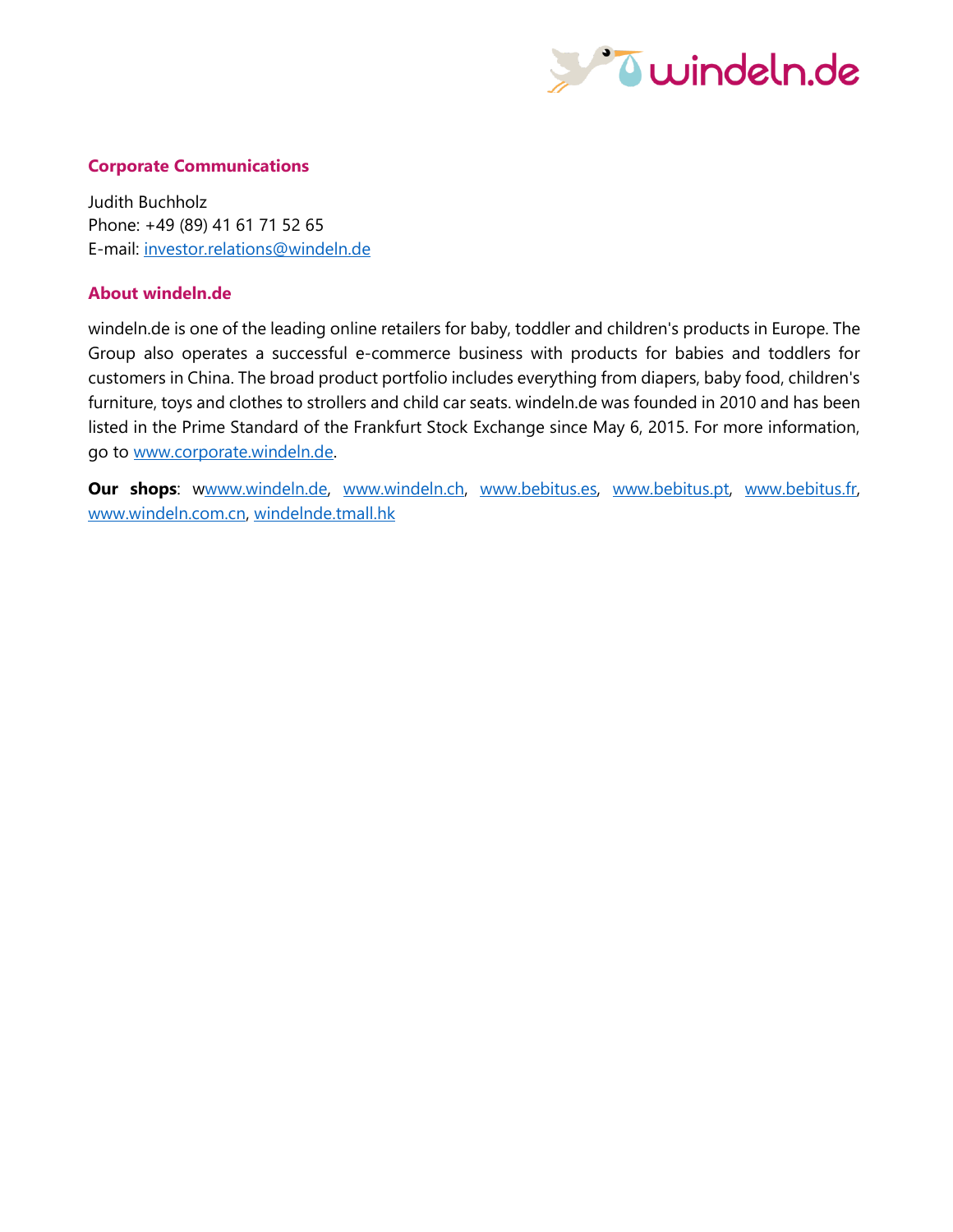### Corporate Communications

Judith Buchholz
Phone: +49 (89) 41 61 71 52 65
E-mail: investor.relations@windeln.de

### About windeln.de

windeln.de is one of the leading online retailers for baby, toddler and children's products in Europe. The Group also operates a successful e-commerce business with products for babies and toddlers for customers in China. The broad product portfolio includes everything from diapers, baby food, children's furniture, toys and clothes to strollers and child car seats. windeln.de was founded in 2010 and has been listed in the Prime Standard of the Frankfurt Stock Exchange since May 6, 2015. For more information, go to www.corporate.windeln.de.

**Our shops**: wwww.windeln.de, www.windeln.ch, www.bebitus.es, www.bebitus.pt, www.bebitus.fr, www.windeln.com.cn, windelnde.tmall.hk